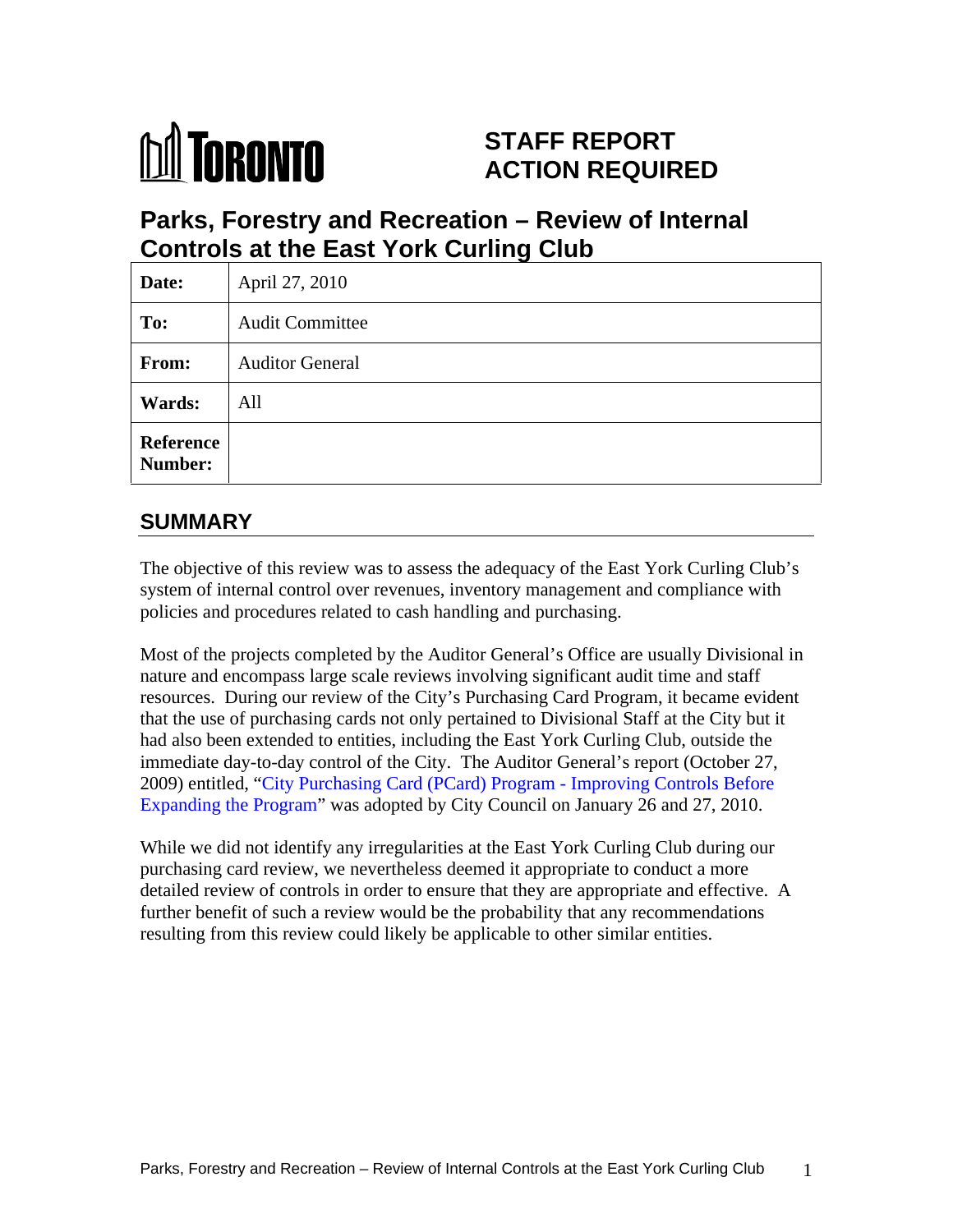TORONTO

# STAFF REPORT ACTION REQUIRED

## Parks, Forestry and Recreation – Review of Internal Controls at the East York Curling Club

| Date: | April 27, 2010 |
|---|---|
| To: | Audit Committee |
| From: | Auditor General |
| Wards: | All |
| Reference Number: | |

## SUMMARY

The objective of this review was to assess the adequacy of the East York Curling Club's system of internal control over revenues, inventory management and compliance with policies and procedures related to cash handling and purchasing.

Most of the projects completed by the Auditor General's Office are usually Divisional in nature and encompass large scale reviews involving significant audit time and staff resources. During our review of the City's Purchasing Card Program, it became evident that the use of purchasing cards not only pertained to Divisional Staff at the City but it had also been extended to entities, including the East York Curling Club, outside the immediate day-to-day control of the City. The Auditor General's report (October 27, 2009) entitled, "City Purchasing Card (PCard) Program - Improving Controls Before Expanding the Program" was adopted by City Council on January 26 and 27, 2010.

While we did not identify any irregularities at the East York Curling Club during our purchasing card review, we nevertheless deemed it appropriate to conduct a more detailed review of controls in order to ensure that they are appropriate and effective. A further benefit of such a review would be the probability that any recommendations resulting from this review could likely be applicable to other similar entities.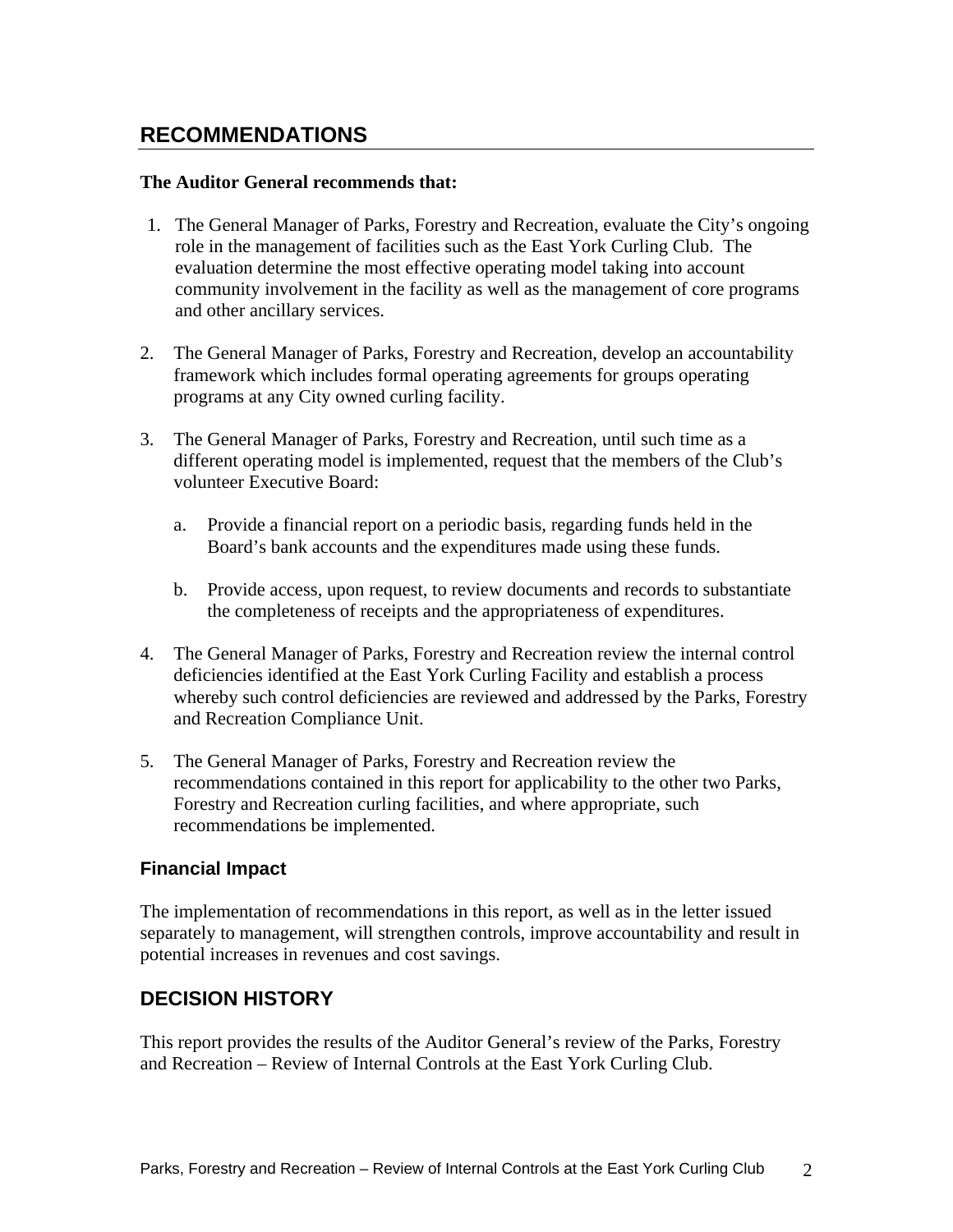## RECOMMENDATIONS

**The Auditor General recommends that:**

1. The General Manager of Parks, Forestry and Recreation, evaluate the City's ongoing role in the management of facilities such as the East York Curling Club. The evaluation determine the most effective operating model taking into account community involvement in the facility as well as the management of core programs and other ancillary services.

2. The General Manager of Parks, Forestry and Recreation, develop an accountability framework which includes formal operating agreements for groups operating programs at any City owned curling facility.

3. The General Manager of Parks, Forestry and Recreation, until such time as a different operating model is implemented, request that the members of the Club's volunteer Executive Board:

   a. Provide a financial report on a periodic basis, regarding funds held in the Board's bank accounts and the expenditures made using these funds.

   b. Provide access, upon request, to review documents and records to substantiate the completeness of receipts and the appropriateness of expenditures.

4. The General Manager of Parks, Forestry and Recreation review the internal control deficiencies identified at the East York Curling Facility and establish a process whereby such control deficiencies are reviewed and addressed by the Parks, Forestry and Recreation Compliance Unit.

5. The General Manager of Parks, Forestry and Recreation review the recommendations contained in this report for applicability to the other two Parks, Forestry and Recreation curling facilities, and where appropriate, such recommendations be implemented.

### Financial Impact

The implementation of recommendations in this report, as well as in the letter issued separately to management, will strengthen controls, improve accountability and result in potential increases in revenues and cost savings.

## DECISION HISTORY

This report provides the results of the Auditor General's review of the Parks, Forestry and Recreation – Review of Internal Controls at the East York Curling Club.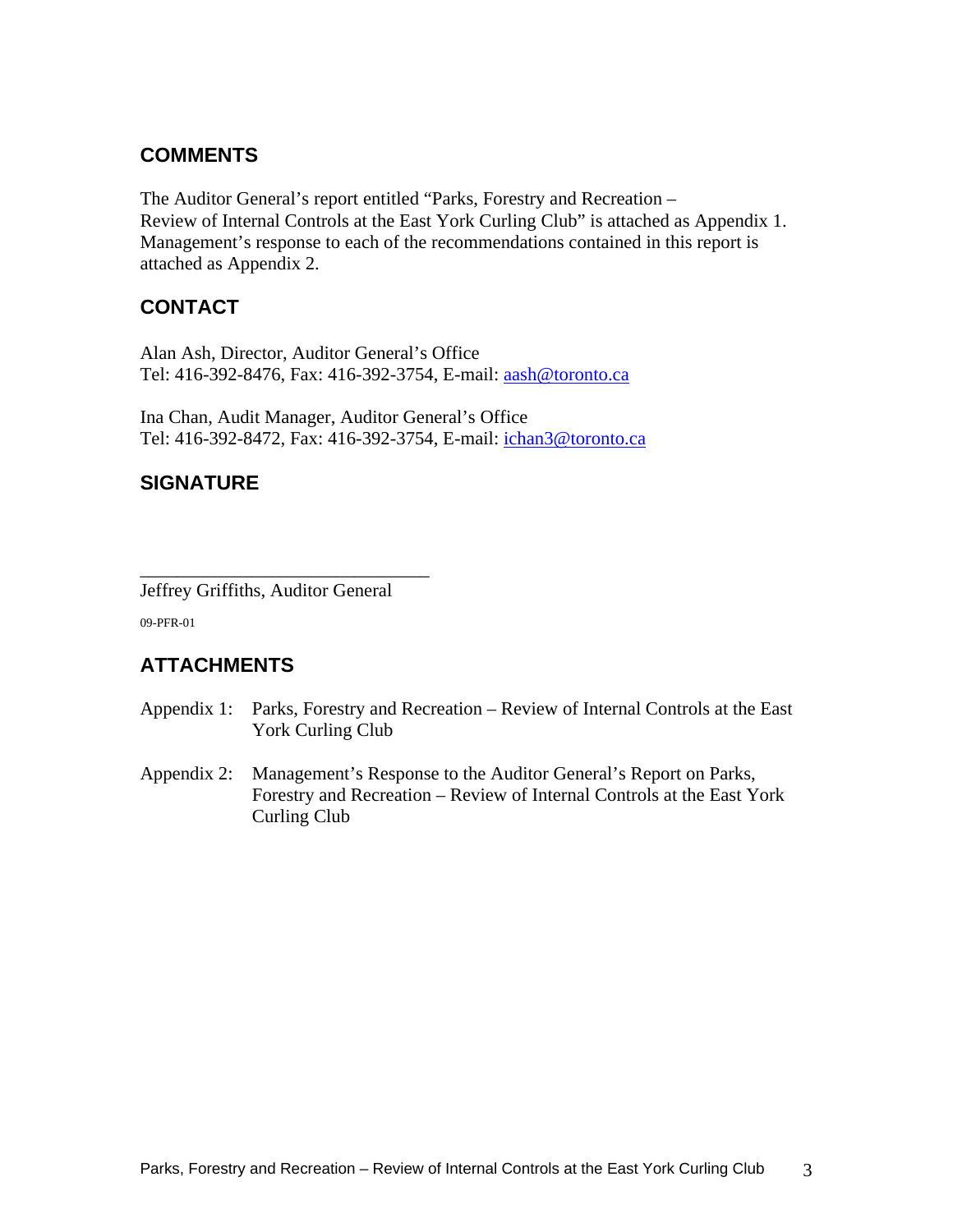## COMMENTS

The Auditor General's report entitled "Parks, Forestry and Recreation – Review of Internal Controls at the East York Curling Club" is attached as Appendix 1. Management's response to each of the recommendations contained in this report is attached as Appendix 2.

## CONTACT

Alan Ash, Director, Auditor General's Office
Tel: 416-392-8476, Fax: 416-392-3754, E-mail: aash@toronto.ca

Ina Chan, Audit Manager, Auditor General's Office
Tel: 416-392-8472, Fax: 416-392-3754, E-mail: ichan3@toronto.ca

## SIGNATURE

_______________________________
Jeffrey Griffiths, Auditor General

09-PFR-01

## ATTACHMENTS

Appendix 1: Parks, Forestry and Recreation – Review of Internal Controls at the East York Curling Club

Appendix 2: Management's Response to the Auditor General's Report on Parks, Forestry and Recreation – Review of Internal Controls at the East York Curling Club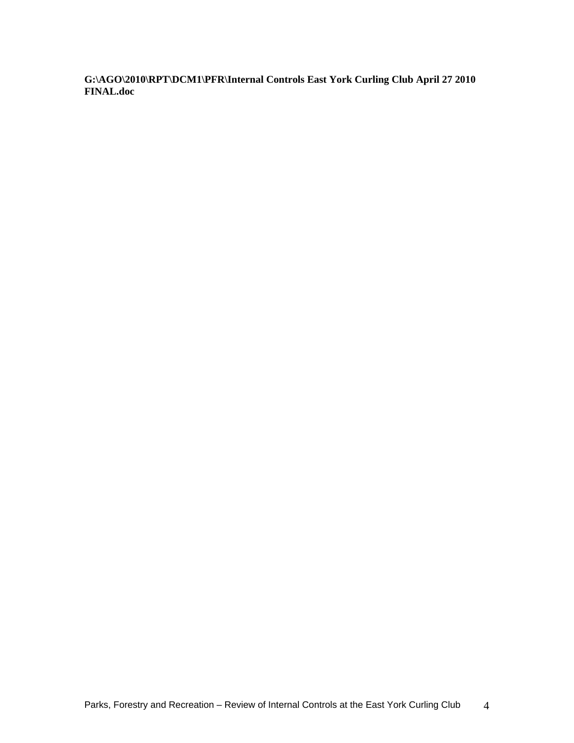**G:\AGO\2010\RPT\DCM1\PFR\Internal Controls East York Curling Club April 27 2010 FINAL.doc**